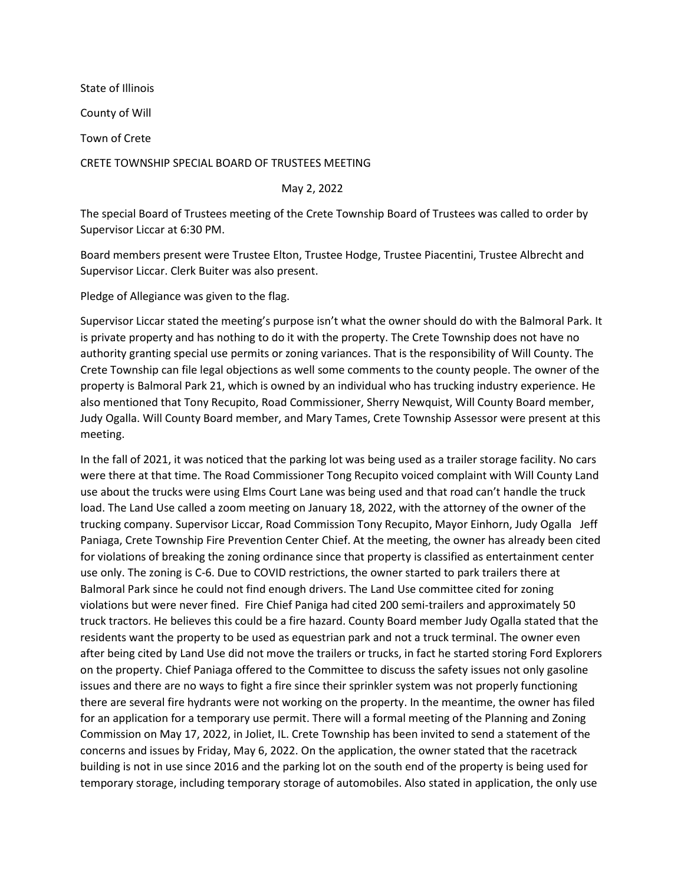State of Illinois

County of Will

Town of Crete

CRETE TOWNSHIP SPECIAL BOARD OF TRUSTEES MEETING

May 2, 2022

The special Board of Trustees meeting of the Crete Township Board of Trustees was called to order by Supervisor Liccar at 6:30 PM.

Board members present were Trustee Elton, Trustee Hodge, Trustee Piacentini, Trustee Albrecht and Supervisor Liccar. Clerk Buiter was also present.

Pledge of Allegiance was given to the flag.

Supervisor Liccar stated the meeting's purpose isn't what the owner should do with the Balmoral Park. It is private property and has nothing to do it with the property. The Crete Township does not have no authority granting special use permits or zoning variances. That is the responsibility of Will County. The Crete Township can file legal objections as well some comments to the county people. The owner of the property is Balmoral Park 21, which is owned by an individual who has trucking industry experience. He also mentioned that Tony Recupito, Road Commissioner, Sherry Newquist, Will County Board member, Judy Ogalla. Will County Board member, and Mary Tames, Crete Township Assessor were present at this meeting.

In the fall of 2021, it was noticed that the parking lot was being used as a trailer storage facility. No cars were there at that time. The Road Commissioner Tong Recupito voiced complaint with Will County Land use about the trucks were using Elms Court Lane was being used and that road can't handle the truck load. The Land Use called a zoom meeting on January 18, 2022, with the attorney of the owner of the trucking company. Supervisor Liccar, Road Commission Tony Recupito, Mayor Einhorn, Judy Ogalla Jeff Paniaga, Crete Township Fire Prevention Center Chief. At the meeting, the owner has already been cited for violations of breaking the zoning ordinance since that property is classified as entertainment center use only. The zoning is C-6. Due to COVID restrictions, the owner started to park trailers there at Balmoral Park since he could not find enough drivers. The Land Use committee cited for zoning violations but were never fined. Fire Chief Paniga had cited 200 semi-trailers and approximately 50 truck tractors. He believes this could be a fire hazard. County Board member Judy Ogalla stated that the residents want the property to be used as equestrian park and not a truck terminal. The owner even after being cited by Land Use did not move the trailers or trucks, in fact he started storing Ford Explorers on the property. Chief Paniaga offered to the Committee to discuss the safety issues not only gasoline issues and there are no ways to fight a fire since their sprinkler system was not properly functioning there are several fire hydrants were not working on the property. In the meantime, the owner has filed for an application for a temporary use permit. There will a formal meeting of the Planning and Zoning Commission on May 17, 2022, in Joliet, IL. Crete Township has been invited to send a statement of the concerns and issues by Friday, May 6, 2022. On the application, the owner stated that the racetrack building is not in use since 2016 and the parking lot on the south end of the property is being used for temporary storage, including temporary storage of automobiles. Also stated in application, the only use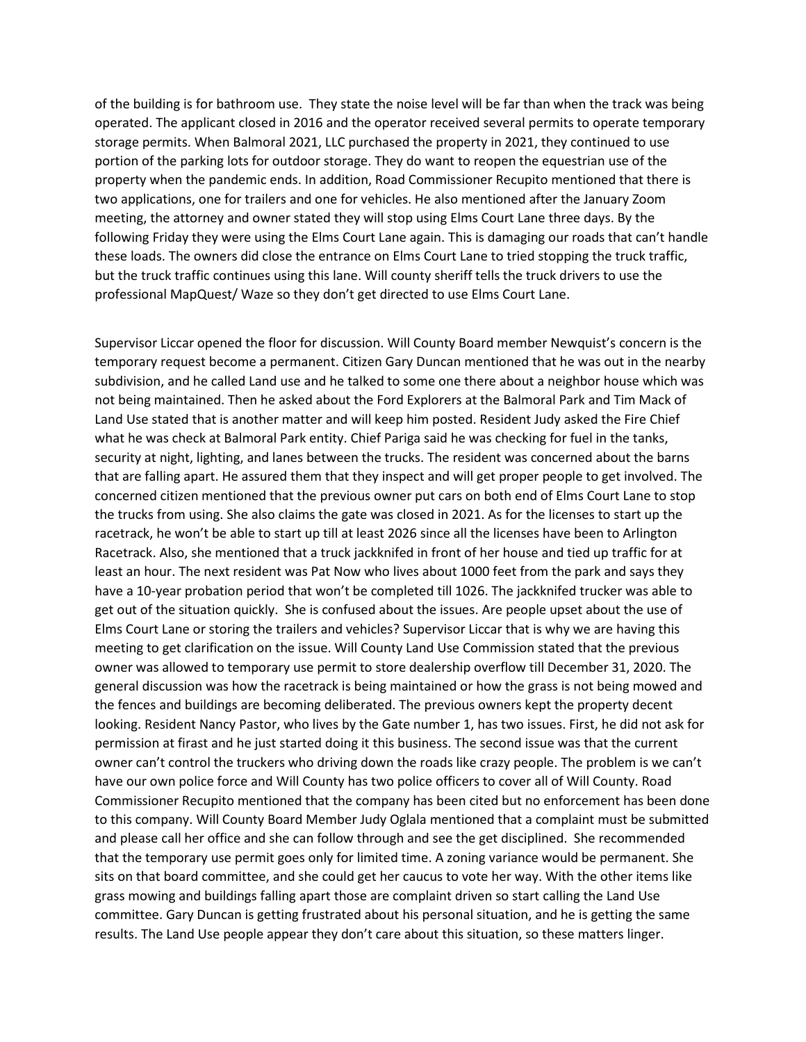of the building is for bathroom use. They state the noise level will be far than when the track was being operated. The applicant closed in 2016 and the operator received several permits to operate temporary storage permits. When Balmoral 2021, LLC purchased the property in 2021, they continued to use portion of the parking lots for outdoor storage. They do want to reopen the equestrian use of the property when the pandemic ends. In addition, Road Commissioner Recupito mentioned that there is two applications, one for trailers and one for vehicles. He also mentioned after the January Zoom meeting, the attorney and owner stated they will stop using Elms Court Lane three days. By the following Friday they were using the Elms Court Lane again. This is damaging our roads that can't handle these loads. The owners did close the entrance on Elms Court Lane to tried stopping the truck traffic, but the truck traffic continues using this lane. Will county sheriff tells the truck drivers to use the professional MapQuest/ Waze so they don't get directed to use Elms Court Lane.

Supervisor Liccar opened the floor for discussion. Will County Board member Newquist's concern is the temporary request become a permanent. Citizen Gary Duncan mentioned that he was out in the nearby subdivision, and he called Land use and he talked to some one there about a neighbor house which was not being maintained. Then he asked about the Ford Explorers at the Balmoral Park and Tim Mack of Land Use stated that is another matter and will keep him posted. Resident Judy asked the Fire Chief what he was check at Balmoral Park entity. Chief Pariga said he was checking for fuel in the tanks, security at night, lighting, and lanes between the trucks. The resident was concerned about the barns that are falling apart. He assured them that they inspect and will get proper people to get involved. The concerned citizen mentioned that the previous owner put cars on both end of Elms Court Lane to stop the trucks from using. She also claims the gate was closed in 2021. As for the licenses to start up the racetrack, he won't be able to start up till at least 2026 since all the licenses have been to Arlington Racetrack. Also, she mentioned that a truck jackknifed in front of her house and tied up traffic for at least an hour. The next resident was Pat Now who lives about 1000 feet from the park and says they have a 10-year probation period that won't be completed till 1026. The jackknifed trucker was able to get out of the situation quickly. She is confused about the issues. Are people upset about the use of Elms Court Lane or storing the trailers and vehicles? Supervisor Liccar that is why we are having this meeting to get clarification on the issue. Will County Land Use Commission stated that the previous owner was allowed to temporary use permit to store dealership overflow till December 31, 2020. The general discussion was how the racetrack is being maintained or how the grass is not being mowed and the fences and buildings are becoming deliberated. The previous owners kept the property decent looking. Resident Nancy Pastor, who lives by the Gate number 1, has two issues. First, he did not ask for permission at firast and he just started doing it this business. The second issue was that the current owner can't control the truckers who driving down the roads like crazy people. The problem is we can't have our own police force and Will County has two police officers to cover all of Will County. Road Commissioner Recupito mentioned that the company has been cited but no enforcement has been done to this company. Will County Board Member Judy Oglala mentioned that a complaint must be submitted and please call her office and she can follow through and see the get disciplined. She recommended that the temporary use permit goes only for limited time. A zoning variance would be permanent. She sits on that board committee, and she could get her caucus to vote her way. With the other items like grass mowing and buildings falling apart those are complaint driven so start calling the Land Use committee. Gary Duncan is getting frustrated about his personal situation, and he is getting the same results. The Land Use people appear they don't care about this situation, so these matters linger.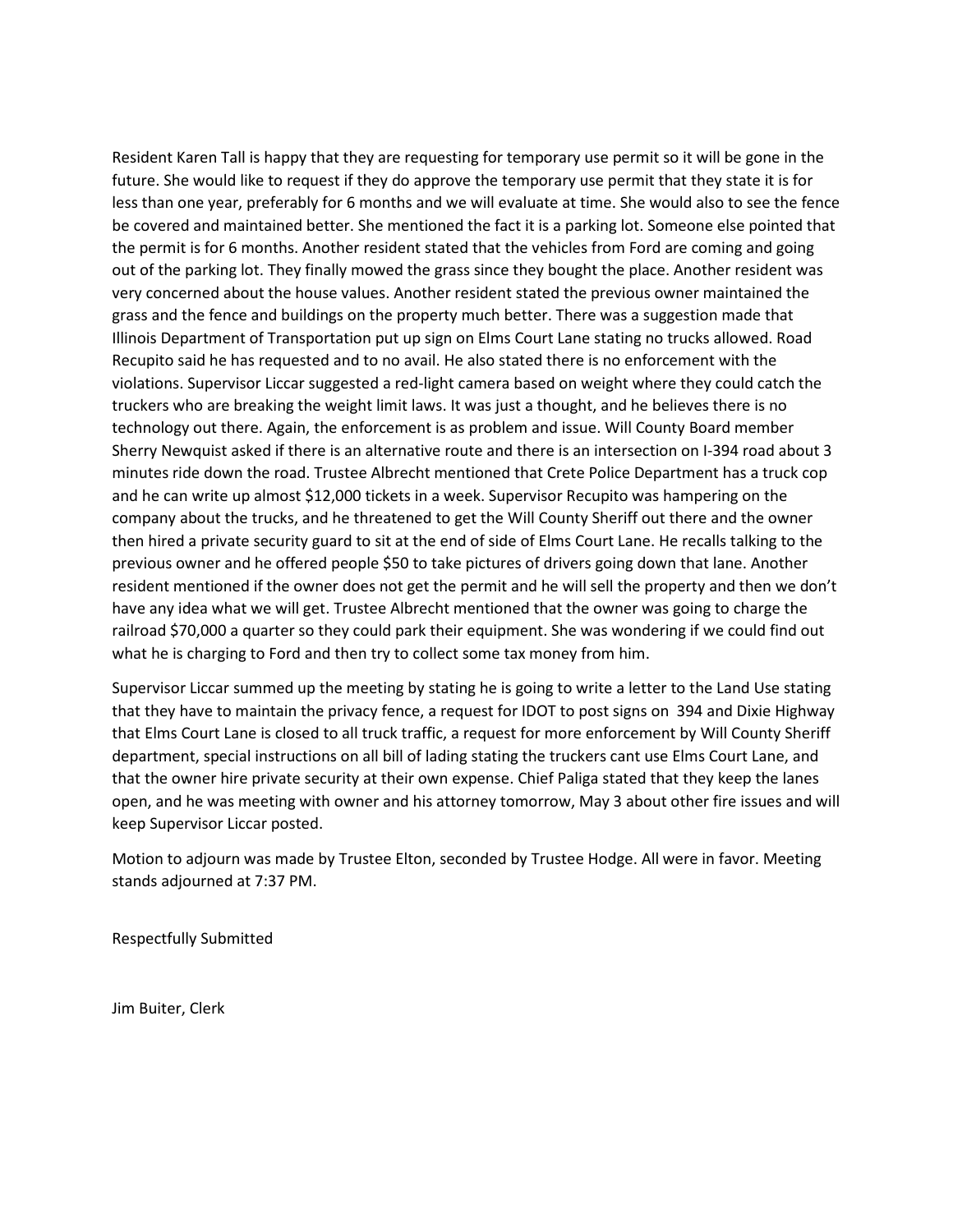Resident Karen Tall is happy that they are requesting for temporary use permit so it will be gone in the future. She would like to request if they do approve the temporary use permit that they state it is for less than one year, preferably for 6 months and we will evaluate at time. She would also to see the fence be covered and maintained better. She mentioned the fact it is a parking lot. Someone else pointed that the permit is for 6 months. Another resident stated that the vehicles from Ford are coming and going out of the parking lot. They finally mowed the grass since they bought the place. Another resident was very concerned about the house values. Another resident stated the previous owner maintained the grass and the fence and buildings on the property much better. There was a suggestion made that Illinois Department of Transportation put up sign on Elms Court Lane stating no trucks allowed. Road Recupito said he has requested and to no avail. He also stated there is no enforcement with the violations. Supervisor Liccar suggested a red-light camera based on weight where they could catch the truckers who are breaking the weight limit laws. It was just a thought, and he believes there is no technology out there. Again, the enforcement is as problem and issue. Will County Board member Sherry Newquist asked if there is an alternative route and there is an intersection on I-394 road about 3 minutes ride down the road. Trustee Albrecht mentioned that Crete Police Department has a truck cop and he can write up almost $12,000 tickets in a week. Supervisor Recupito was hampering on the company about the trucks, and he threatened to get the Will County Sheriff out there and the owner then hired a private security guard to sit at the end of side of Elms Court Lane. He recalls talking to the previous owner and he offered people $50 to take pictures of drivers going down that lane. Another resident mentioned if the owner does not get the permit and he will sell the property and then we don't have any idea what we will get. Trustee Albrecht mentioned that the owner was going to charge the railroad $70,000 a quarter so they could park their equipment. She was wondering if we could find out what he is charging to Ford and then try to collect some tax money from him.

Supervisor Liccar summed up the meeting by stating he is going to write a letter to the Land Use stating that they have to maintain the privacy fence, a request for IDOT to post signs on 394 and Dixie Highway that Elms Court Lane is closed to all truck traffic, a request for more enforcement by Will County Sheriff department, special instructions on all bill of lading stating the truckers cant use Elms Court Lane, and that the owner hire private security at their own expense. Chief Paliga stated that they keep the lanes open, and he was meeting with owner and his attorney tomorrow, May 3 about other fire issues and will keep Supervisor Liccar posted.

Motion to adjourn was made by Trustee Elton, seconded by Trustee Hodge. All were in favor. Meeting stands adjourned at 7:37 PM.

Respectfully Submitted

Jim Buiter, Clerk